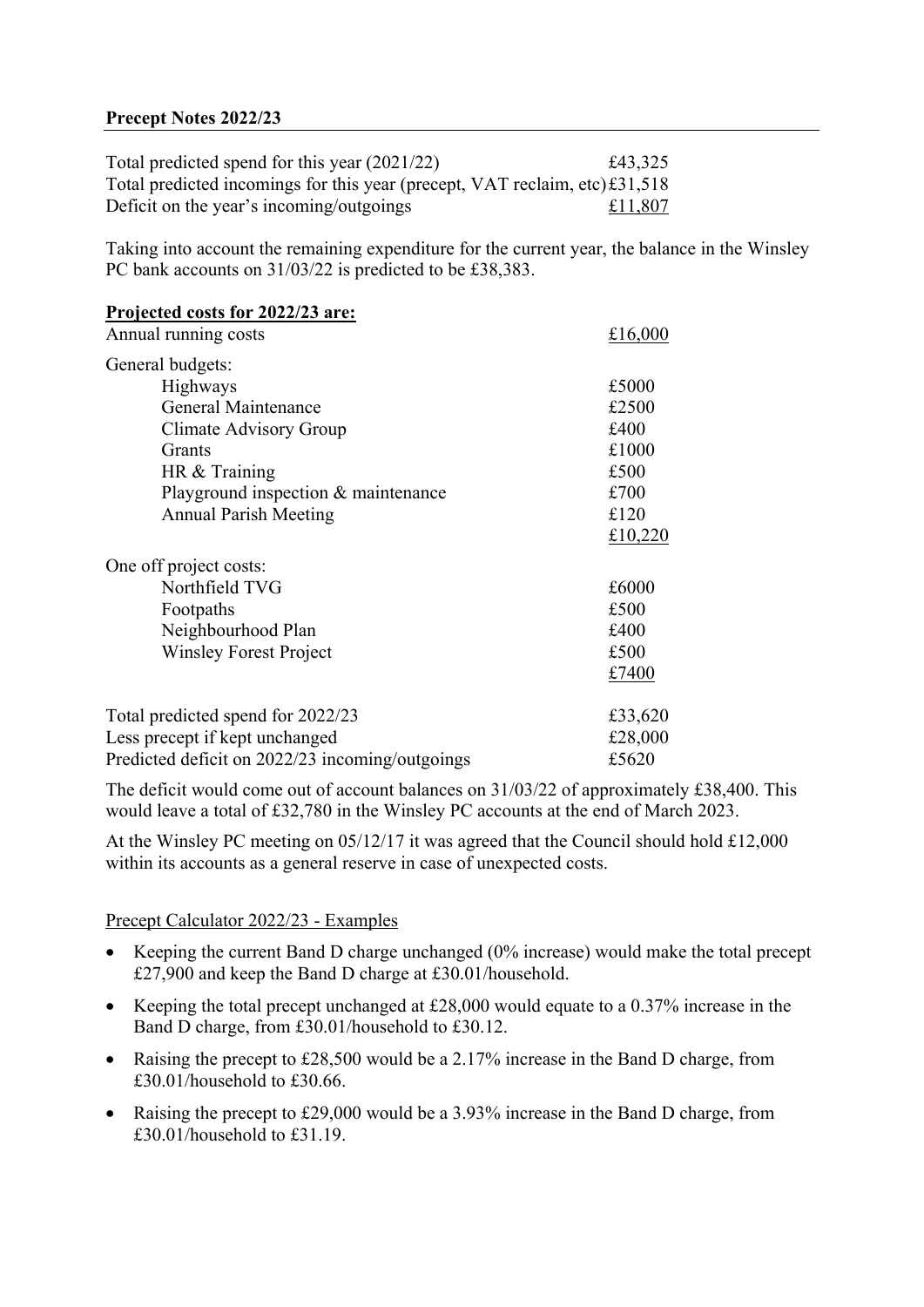**Precept Notes 2022/23**

| | |
|---|---|
| Total predicted spend for this year (2021/22) | £43,325 |
| Total predicted incomings for this year (precept, VAT reclaim, etc) | £31,518 |
| Deficit on the year's incoming/outgoings | £11,807 |

Taking into account the remaining expenditure for the current year, the balance in the Winsley PC bank accounts on 31/03/22 is predicted to be £38,383.

**Projected costs for 2022/23 are:**

| | |
|---|---|
| Annual running costs | £16,000 |
| General budgets: | |
| Highways | £5000 |
| General Maintenance | £2500 |
| Climate Advisory Group | £400 |
| Grants | £1000 |
| HR & Training | £500 |
| Playground inspection & maintenance | £700 |
| Annual Parish Meeting | £120 |
| | £10,220 |
| One off project costs: | |
| Northfield TVG | £6000 |
| Footpaths | £500 |
| Neighbourhood Plan | £400 |
| Winsley Forest Project | £500 |
| | £7400 |
| Total predicted spend for 2022/23 | £33,620 |
| Less precept if kept unchanged | £28,000 |
| Predicted deficit on 2022/23 incoming/outgoings | £5620 |

The deficit would come out of account balances on 31/03/22 of approximately £38,400. This would leave a total of £32,780 in the Winsley PC accounts at the end of March 2023.

At the Winsley PC meeting on 05/12/17 it was agreed that the Council should hold £12,000 within its accounts as a general reserve in case of unexpected costs.

Precept Calculator 2022/23 - Examples

- Keeping the current Band D charge unchanged (0% increase) would make the total precept £27,900 and keep the Band D charge at £30.01/household.
- Keeping the total precept unchanged at £28,000 would equate to a 0.37% increase in the Band D charge, from £30.01/household to £30.12.
- Raising the precept to £28,500 would be a 2.17% increase in the Band D charge, from £30.01/household to £30.66.
- Raising the precept to £29,000 would be a 3.93% increase in the Band D charge, from £30.01/household to £31.19.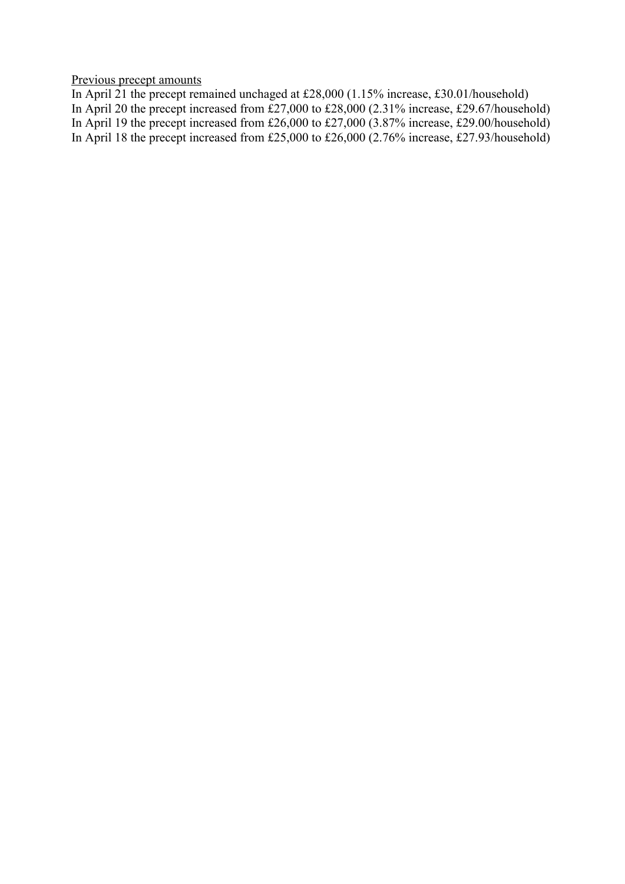Previous precept amounts

In April 21 the precept remained unchaged at £28,000 (1.15% increase, £30.01/household)
In April 20 the precept increased from £27,000 to £28,000 (2.31% increase, £29.67/household)
In April 19 the precept increased from £26,000 to £27,000 (3.87% increase, £29.00/household)
In April 18 the precept increased from £25,000 to £26,000 (2.76% increase, £27.93/household)